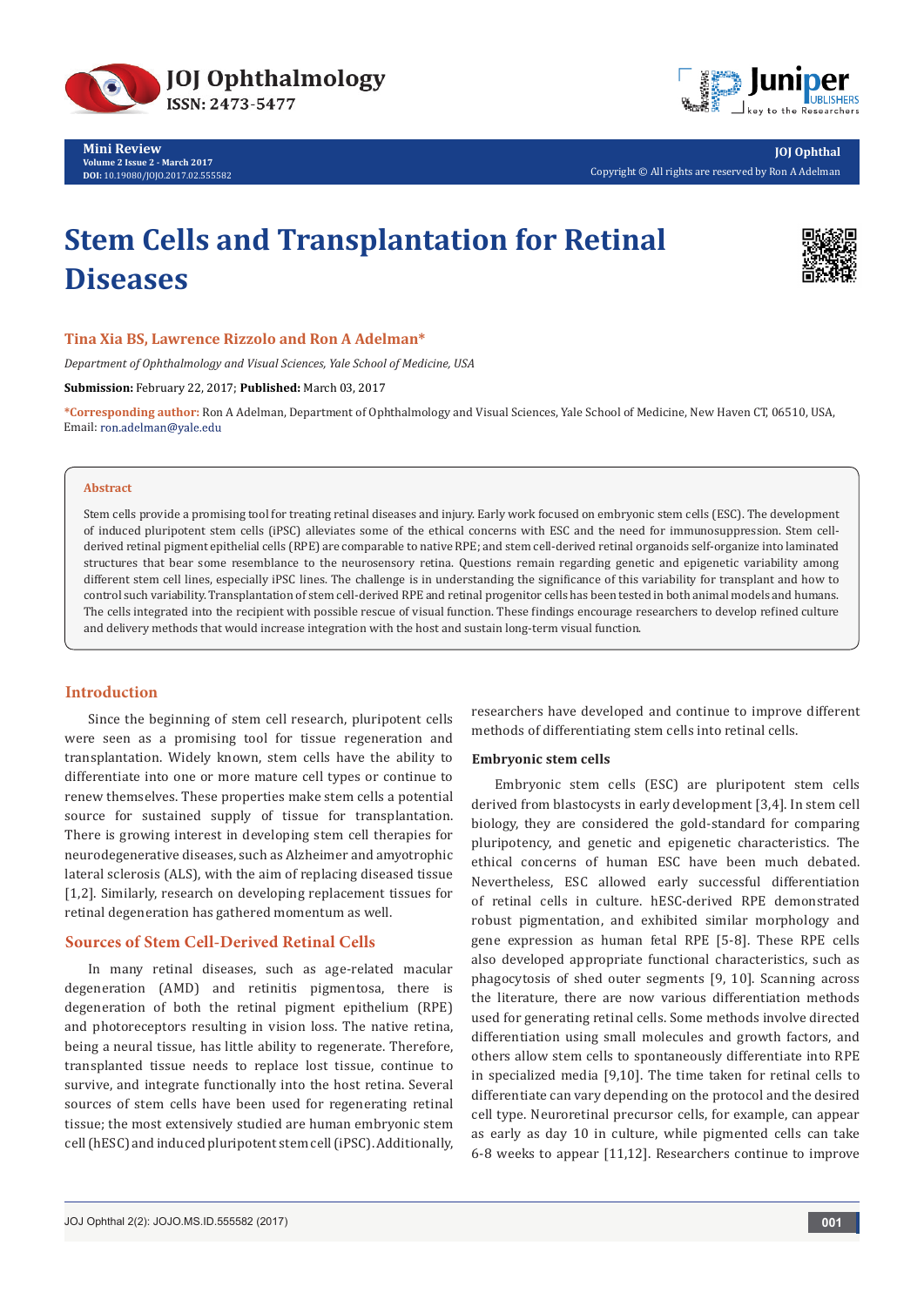# Stem Cells and Transplantation for Retinal Diseases

**Tina Xia BS, Lawrence Rizzolo and Ron A Adelman***

*Department of Ophthalmology and Visual Sciences, Yale School of Medicine, USA*

**Submission:** February 22, 2017; **Published:** March 03, 2017

***Corresponding author:** Ron A Adelman, Department of Ophthalmology and Visual Sciences, Yale School of Medicine, New Haven CT, 06510, USA, Email: ron.adelman@yale.edu

## Abstract

Stem cells provide a promising tool for treating retinal diseases and injury. Early work focused on embryonic stem cells (ESC). The development of induced pluripotent stem cells (iPSC) alleviates some of the ethical concerns with ESC and the need for immunosuppression. Stem cell-derived retinal pigment epithelial cells (RPE) are comparable to native RPE; and stem cell-derived retinal organoids self-organize into laminated structures that bear some resemblance to the neurosensory retina. Questions remain regarding genetic and epigenetic variability among different stem cell lines, especially iPSC lines. The challenge is in understanding the significance of this variability for transplant and how to control such variability. Transplantation of stem cell-derived RPE and retinal progenitor cells has been tested in both animal models and humans. The cells integrated into the recipient with possible rescue of visual function. These findings encourage researchers to develop refined culture and delivery methods that would increase integration with the host and sustain long-term visual function.

## Introduction

Since the beginning of stem cell research, pluripotent cells were seen as a promising tool for tissue regeneration and transplantation. Widely known, stem cells have the ability to differentiate into one or more mature cell types or continue to renew themselves. These properties make stem cells a potential source for sustained supply of tissue for transplantation. There is growing interest in developing stem cell therapies for neurodegenerative diseases, such as Alzheimer and amyotrophic lateral sclerosis (ALS), with the aim of replacing diseased tissue [1,2]. Similarly, research on developing replacement tissues for retinal degeneration has gathered momentum as well.

## Sources of Stem Cell-Derived Retinal Cells

In many retinal diseases, such as age-related macular degeneration (AMD) and retinitis pigmentosa, there is degeneration of both the retinal pigment epithelium (RPE) and photoreceptors resulting in vision loss. The native retina, being a neural tissue, has little ability to regenerate. Therefore, transplanted tissue needs to replace lost tissue, continue to survive, and integrate functionally into the host retina. Several sources of stem cells have been used for regenerating retinal tissue; the most extensively studied are human embryonic stem cell (hESC) and induced pluripotent stem cell (iPSC). Additionally, researchers have developed and continue to improve different methods of differentiating stem cells into retinal cells.

### Embryonic stem cells

Embryonic stem cells (ESC) are pluripotent stem cells derived from blastocysts in early development [3,4]. In stem cell biology, they are considered the gold-standard for comparing pluripotency, and genetic and epigenetic characteristics. The ethical concerns of human ESC have been much debated. Nevertheless, ESC allowed early successful differentiation of retinal cells in culture. hESC-derived RPE demonstrated robust pigmentation, and exhibited similar morphology and gene expression as human fetal RPE [5-8]. These RPE cells also developed appropriate functional characteristics, such as phagocytosis of shed outer segments [9, 10]. Scanning across the literature, there are now various differentiation methods used for generating retinal cells. Some methods involve directed differentiation using small molecules and growth factors, and others allow stem cells to spontaneously differentiate into RPE in specialized media [9,10]. The time taken for retinal cells to differentiate can vary depending on the protocol and the desired cell type. Neuroretinal precursor cells, for example, can appear as early as day 10 in culture, while pigmented cells can take 6-8 weeks to appear [11,12]. Researchers continue to improve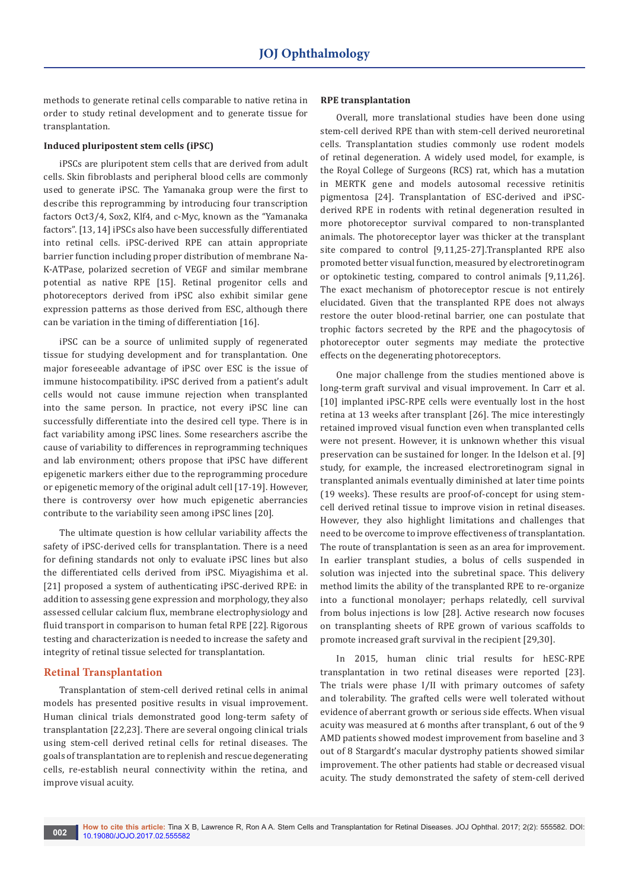methods to generate retinal cells comparable to native retina in order to study retinal development and to generate tissue for transplantation.

### Induced pluripostent stem cells (iPSC)

iPSCs are pluripotent stem cells that are derived from adult cells. Skin fibroblasts and peripheral blood cells are commonly used to generate iPSC. The Yamanaka group were the first to describe this reprogramming by introducing four transcription factors Oct3/4, Sox2, Klf4, and c-Myc, known as the "Yamanaka factors". [13, 14] iPSCs also have been successfully differentiated into retinal cells. iPSC-derived RPE can attain appropriate barrier function including proper distribution of membrane Na-K-ATPase, polarized secretion of VEGF and similar membrane potential as native RPE [15]. Retinal progenitor cells and photoreceptors derived from iPSC also exhibit similar gene expression patterns as those derived from ESC, although there can be variation in the timing of differentiation [16].

iPSC can be a source of unlimited supply of regenerated tissue for studying development and for transplantation. One major foreseeable advantage of iPSC over ESC is the issue of immune histocompatibility. iPSC derived from a patient's adult cells would not cause immune rejection when transplanted into the same person. In practice, not every iPSC line can successfully differentiate into the desired cell type. There is in fact variability among iPSC lines. Some researchers ascribe the cause of variability to differences in reprogramming techniques and lab environment; others propose that iPSC have different epigenetic markers either due to the reprogramming procedure or epigenetic memory of the original adult cell [17-19]. However, there is controversy over how much epigenetic aberrancies contribute to the variability seen among iPSC lines [20].

The ultimate question is how cellular variability affects the safety of iPSC-derived cells for transplantation. There is a need for defining standards not only to evaluate iPSC lines but also the differentiated cells derived from iPSC. Miyagishima et al. [21] proposed a system of authenticating iPSC-derived RPE: in addition to assessing gene expression and morphology, they also assessed cellular calcium flux, membrane electrophysiology and fluid transport in comparison to human fetal RPE [22]. Rigorous testing and characterization is needed to increase the safety and integrity of retinal tissue selected for transplantation.

## Retinal Transplantation

Transplantation of stem-cell derived retinal cells in animal models has presented positive results in visual improvement. Human clinical trials demonstrated good long-term safety of transplantation [22,23]. There are several ongoing clinical trials using stem-cell derived retinal cells for retinal diseases. The goals of transplantation are to replenish and rescue degenerating cells, re-establish neural connectivity within the retina, and improve visual acuity.

### RPE transplantation

Overall, more translational studies have been done using stem-cell derived RPE than with stem-cell derived neuroretinal cells. Transplantation studies commonly use rodent models of retinal degeneration. A widely used model, for example, is the Royal College of Surgeons (RCS) rat, which has a mutation in MERTK gene and models autosomal recessive retinitis pigmentosa [24]. Transplantation of ESC-derived and iPSC-derived RPE in rodents with retinal degeneration resulted in more photoreceptor survival compared to non-transplanted animals. The photoreceptor layer was thicker at the transplant site compared to control [9,11,25-27].Transplanted RPE also promoted better visual function, measured by electroretinogram or optokinetic testing, compared to control animals [9,11,26]. The exact mechanism of photoreceptor rescue is not entirely elucidated. Given that the transplanted RPE does not always restore the outer blood-retinal barrier, one can postulate that trophic factors secreted by the RPE and the phagocytosis of photoreceptor outer segments may mediate the protective effects on the degenerating photoreceptors.

One major challenge from the studies mentioned above is long-term graft survival and visual improvement. In Carr et al. [10] implanted iPSC-RPE cells were eventually lost in the host retina at 13 weeks after transplant [26]. The mice interestingly retained improved visual function even when transplanted cells were not present. However, it is unknown whether this visual preservation can be sustained for longer. In the Idelson et al. [9] study, for example, the increased electroretinogram signal in transplanted animals eventually diminished at later time points (19 weeks). These results are proof-of-concept for using stem-cell derived retinal tissue to improve vision in retinal diseases. However, they also highlight limitations and challenges that need to be overcome to improve effectiveness of transplantation. The route of transplantation is seen as an area for improvement. In earlier transplant studies, a bolus of cells suspended in solution was injected into the subretinal space. This delivery method limits the ability of the transplanted RPE to re-organize into a functional monolayer; perhaps relatedly, cell survival from bolus injections is low [28]. Active research now focuses on transplanting sheets of RPE grown of various scaffolds to promote increased graft survival in the recipient [29,30].

In 2015, human clinic trial results for hESC-RPE transplantation in two retinal diseases were reported [23]. The trials were phase I/II with primary outcomes of safety and tolerability. The grafted cells were well tolerated without evidence of aberrant growth or serious side effects. When visual acuity was measured at 6 months after transplant, 6 out of the 9 AMD patients showed modest improvement from baseline and 3 out of 8 Stargardt's macular dystrophy patients showed similar improvement. The other patients had stable or decreased visual acuity. The study demonstrated the safety of stem-cell derived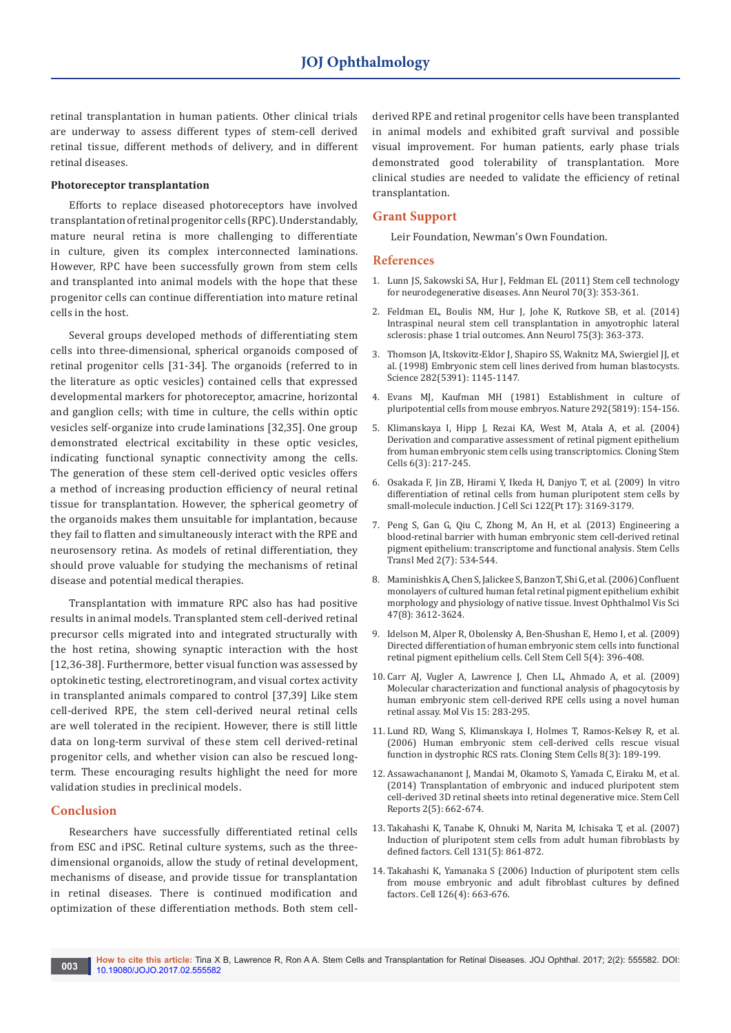retinal transplantation in human patients. Other clinical trials are underway to assess different types of stem-cell derived retinal tissue, different methods of delivery, and in different retinal diseases.

**Photoreceptor transplantation**

Efforts to replace diseased photoreceptors have involved transplantation of retinal progenitor cells (RPC). Understandably, mature neural retina is more challenging to differentiate in culture, given its complex interconnected laminations. However, RPC have been successfully grown from stem cells and transplanted into animal models with the hope that these progenitor cells can continue differentiation into mature retinal cells in the host.

Several groups developed methods of differentiating stem cells into three-dimensional, spherical organoids composed of retinal progenitor cells [31-34]. The organoids (referred to in the literature as optic vesicles) contained cells that expressed developmental markers for photoreceptor, amacrine, horizontal and ganglion cells; with time in culture, the cells within optic vesicles self-organize into crude laminations [32,35]. One group demonstrated electrical excitability in these optic vesicles, indicating functional synaptic connectivity among the cells. The generation of these stem cell-derived optic vesicles offers a method of increasing production efficiency of neural retinal tissue for transplantation. However, the spherical geometry of the organoids makes them unsuitable for implantation, because they fail to flatten and simultaneously interact with the RPE and neurosensory retina. As models of retinal differentiation, they should prove valuable for studying the mechanisms of retinal disease and potential medical therapies.

Transplantation with immature RPC also has had positive results in animal models. Transplanted stem cell-derived retinal precursor cells migrated into and integrated structurally with the host retina, showing synaptic interaction with the host [12,36-38]. Furthermore, better visual function was assessed by optokinetic testing, electroretinogram, and visual cortex activity in transplanted animals compared to control [37,39] Like stem cell-derived RPE, the stem cell-derived neural retinal cells are well tolerated in the recipient. However, there is still little data on long-term survival of these stem cell derived-retinal progenitor cells, and whether vision can also be rescued long-term. These encouraging results highlight the need for more validation studies in preclinical models.

## Conclusion

Researchers have successfully differentiated retinal cells from ESC and iPSC. Retinal culture systems, such as the three-dimensional organoids, allow the study of retinal development, mechanisms of disease, and provide tissue for transplantation in retinal diseases. There is continued modification and optimization of these differentiation methods. Both stem cell-derived RPE and retinal progenitor cells have been transplanted in animal models and exhibited graft survival and possible visual improvement. For human patients, early phase trials demonstrated good tolerability of transplantation. More clinical studies are needed to validate the efficiency of retinal transplantation.

## Grant Support

Leir Foundation, Newman's Own Foundation.

## References

1. Lunn JS, Sakowski SA, Hur J, Feldman EL (2011) Stem cell technology for neurodegenerative diseases. Ann Neurol 70(3): 353-361.
2. Feldman EL, Boulis NM, Hur J, Johe K, Rutkove SB, et al. (2014) Intraspinal neural stem cell transplantation in amyotrophic lateral sclerosis: phase 1 trial outcomes. Ann Neurol 75(3): 363-373.
3. Thomson JA, Itskovitz-Eldor J, Shapiro SS, Waknitz MA, Swiergiel JJ, et al. (1998) Embryonic stem cell lines derived from human blastocysts. Science 282(5391): 1145-1147.
4. Evans MJ, Kaufman MH (1981) Establishment in culture of pluripotential cells from mouse embryos. Nature 292(5819): 154-156.
5. Klimanskaya I, Hipp J, Rezai KA, West M, Atala A, et al. (2004) Derivation and comparative assessment of retinal pigment epithelium from human embryonic stem cells using transcriptomics. Cloning Stem Cells 6(3): 217-245.
6. Osakada F, Jin ZB, Hirami Y, Ikeda H, Danjyo T, et al. (2009) In vitro differentiation of retinal cells from human pluripotent stem cells by small-molecule induction. J Cell Sci 122(Pt 17): 3169-3179.
7. Peng S, Gan G, Qiu C, Zhong M, An H, et al. (2013) Engineering a blood-retinal barrier with human embryonic stem cell-derived retinal pigment epithelium: transcriptome and functional analysis. Stem Cells Transl Med 2(7): 534-544.
8. Maminishkis A, Chen S, Jalickee S, Banzon T, Shi G, et al. (2006) Confluent monolayers of cultured human fetal retinal pigment epithelium exhibit morphology and physiology of native tissue. Invest Ophthalmol Vis Sci 47(8): 3612-3624.
9. Idelson M, Alper R, Obolensky A, Ben-Shushan E, Hemo I, et al. (2009) Directed differentiation of human embryonic stem cells into functional retinal pigment epithelium cells. Cell Stem Cell 5(4): 396-408.
10. Carr AJ, Vugler A, Lawrence J, Chen LL, Ahmado A, et al. (2009) Molecular characterization and functional analysis of phagocytosis by human embryonic stem cell-derived RPE cells using a novel human retinal assay. Mol Vis 15: 283-295.
11. Lund RD, Wang S, Klimanskaya I, Holmes T, Ramos-Kelsey R, et al. (2006) Human embryonic stem cell-derived cells rescue visual function in dystrophic RCS rats. Cloning Stem Cells 8(3): 189-199.
12. Assawachananont J, Mandai M, Okamoto S, Yamada C, Eiraku M, et al. (2014) Transplantation of embryonic and induced pluripotent stem cell-derived 3D retinal sheets into retinal degenerative mice. Stem Cell Reports 2(5): 662-674.
13. Takahashi K, Tanabe K, Ohnuki M, Narita M, Ichisaka T, et al. (2007) Induction of pluripotent stem cells from adult human fibroblasts by defined factors. Cell 131(5): 861-872.
14. Takahashi K, Yamanaka S (2006) Induction of pluripotent stem cells from mouse embryonic and adult fibroblast cultures by defined factors. Cell 126(4): 663-676.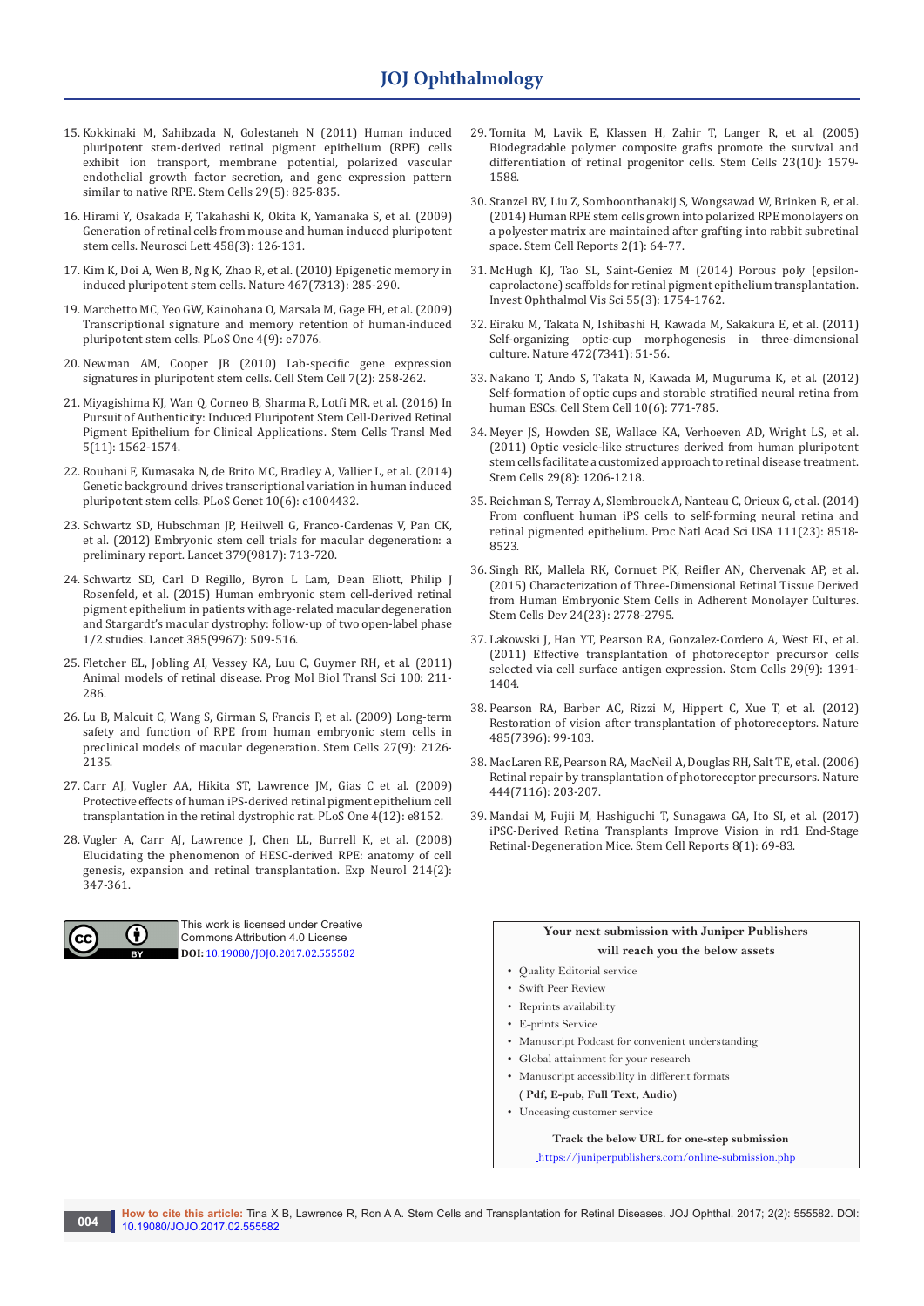15. Kokkinaki M, Sahibzada N, Golestaneh N (2011) Human induced pluripotent stem-derived retinal pigment epithelium (RPE) cells exhibit ion transport, membrane potential, polarized vascular endothelial growth factor secretion, and gene expression pattern similar to native RPE. Stem Cells 29(5): 825-835.

16. Hirami Y, Osakada F, Takahashi K, Okita K, Yamanaka S, et al. (2009) Generation of retinal cells from mouse and human induced pluripotent stem cells. Neurosci Lett 458(3): 126-131.

17. Kim K, Doi A, Wen B, Ng K, Zhao R, et al. (2010) Epigenetic memory in induced pluripotent stem cells. Nature 467(7313): 285-290.

19. Marchetto MC, Yeo GW, Kainohana O, Marsala M, Gage FH, et al. (2009) Transcriptional signature and memory retention of human-induced pluripotent stem cells. PLoS One 4(9): e7076.

20. Newman AM, Cooper JB (2010) Lab-specific gene expression signatures in pluripotent stem cells. Cell Stem Cell 7(2): 258-262.

21. Miyagishima KJ, Wan Q, Corneo B, Sharma R, Lotfi MR, et al. (2016) In Pursuit of Authenticity: Induced Pluripotent Stem Cell-Derived Retinal Pigment Epithelium for Clinical Applications. Stem Cells Transl Med 5(11): 1562-1574.

22. Rouhani F, Kumasaka N, de Brito MC, Bradley A, Vallier L, et al. (2014) Genetic background drives transcriptional variation in human induced pluripotent stem cells. PLoS Genet 10(6): e1004432.

23. Schwartz SD, Hubschman JP, Heilwell G, Franco-Cardenas V, Pan CK, et al. (2012) Embryonic stem cell trials for macular degeneration: a preliminary report. Lancet 379(9817): 713-720.

24. Schwartz SD, Carl D Regillo, Byron L Lam, Dean Eliott, Philip J Rosenfeld, et al. (2015) Human embryonic stem cell-derived retinal pigment epithelium in patients with age-related macular degeneration and Stargardt's macular dystrophy: follow-up of two open-label phase 1/2 studies. Lancet 385(9967): 509-516.

25. Fletcher EL, Jobling AI, Vessey KA, Luu C, Guymer RH, et al. (2011) Animal models of retinal disease. Prog Mol Biol Transl Sci 100: 211-286.

26. Lu B, Malcuit C, Wang S, Girman S, Francis P, et al. (2009) Long-term safety and function of RPE from human embryonic stem cells in preclinical models of macular degeneration. Stem Cells 27(9): 2126-2135.

27. Carr AJ, Vugler AA, Hikita ST, Lawrence JM, Gias C et al. (2009) Protective effects of human iPS-derived retinal pigment epithelium cell transplantation in the retinal dystrophic rat. PLoS One 4(12): e8152.

28. Vugler A, Carr AJ, Lawrence J, Chen LL, Burrell K, et al. (2008) Elucidating the phenomenon of HESC-derived RPE: anatomy of cell genesis, expansion and retinal transplantation. Exp Neurol 214(2): 347-361.

29. Tomita M, Lavik E, Klassen H, Zahir T, Langer R, et al. (2005) Biodegradable polymer composite grafts promote the survival and differentiation of retinal progenitor cells. Stem Cells 23(10): 1579-1588.

30. Stanzel BV, Liu Z, Somboonthanakij S, Wongsawad W, Brinken R, et al. (2014) Human RPE stem cells grown into polarized RPE monolayers on a polyester matrix are maintained after grafting into rabbit subretinal space. Stem Cell Reports 2(1): 64-77.

31. McHugh KJ, Tao SL, Saint-Geniez M (2014) Porous poly (epsilon-caprolactone) scaffolds for retinal pigment epithelium transplantation. Invest Ophthalmol Vis Sci 55(3): 1754-1762.

32. Eiraku M, Takata N, Ishibashi H, Kawada M, Sakakura E, et al. (2011) Self-organizing optic-cup morphogenesis in three-dimensional culture. Nature 472(7341): 51-56.

33. Nakano T, Ando S, Takata N, Kawada M, Muguruma K, et al. (2012) Self-formation of optic cups and storable stratified neural retina from human ESCs. Cell Stem Cell 10(6): 771-785.

34. Meyer JS, Howden SE, Wallace KA, Verhoeven AD, Wright LS, et al. (2011) Optic vesicle-like structures derived from human pluripotent stem cells facilitate a customized approach to retinal disease treatment. Stem Cells 29(8): 1206-1218.

35. Reichman S, Terray A, Slembrouck A, Nanteau C, Orieux G, et al. (2014) From confluent human iPS cells to self-forming neural retina and retinal pigmented epithelium. Proc Natl Acad Sci USA 111(23): 8518-8523.

36. Singh RK, Mallela RK, Cornuet PK, Reifler AN, Chervenak AP, et al. (2015) Characterization of Three-Dimensional Retinal Tissue Derived from Human Embryonic Stem Cells in Adherent Monolayer Cultures. Stem Cells Dev 24(23): 2778-2795.

37. Lakowski J, Han YT, Pearson RA, Gonzalez-Cordero A, West EL, et al. (2011) Effective transplantation of photoreceptor precursor cells selected via cell surface antigen expression. Stem Cells 29(9): 1391-1404.

38. Pearson RA, Barber AC, Rizzi M, Hippert C, Xue T, et al. (2012) Restoration of vision after transplantation of photoreceptors. Nature 485(7396): 99-103.

38. MacLaren RE, Pearson RA, MacNeil A, Douglas RH, Salt TE, et al. (2006) Retinal repair by transplantation of photoreceptor precursors. Nature 444(7116): 203-207.

39. Mandai M, Fujii M, Hashiguchi T, Sunagawa GA, Ito SI, et al. (2017) iPSC-Derived Retina Transplants Improve Vision in rd1 End-Stage Retinal-Degeneration Mice. Stem Cell Reports 8(1): 69-83.

This work is licensed under Creative Commons Attribution 4.0 License
**DOI:** 10.19080/JOJO.2017.02.555582

**Your next submission with Juniper Publishers will reach you the below assets**

- Quality Editorial service
- Swift Peer Review
- Reprints availability
- E-prints Service
- Manuscript Podcast for convenient understanding
- Global attainment for your research
- Manuscript accessibility in different formats
  **( Pdf, E-pub, Full Text, Audio)**
- Unceasing customer service

**Track the below URL for one-step submission**

https://juniperpublishers.com/online-submission.php

**How to cite this article:** Tina X B, Lawrence R, Ron A A. Stem Cells and Transplantation for Retinal Diseases. JOJ Ophthal. 2017; 2(2): 555582. DOI: 10.19080/JOJO.2017.02.555582